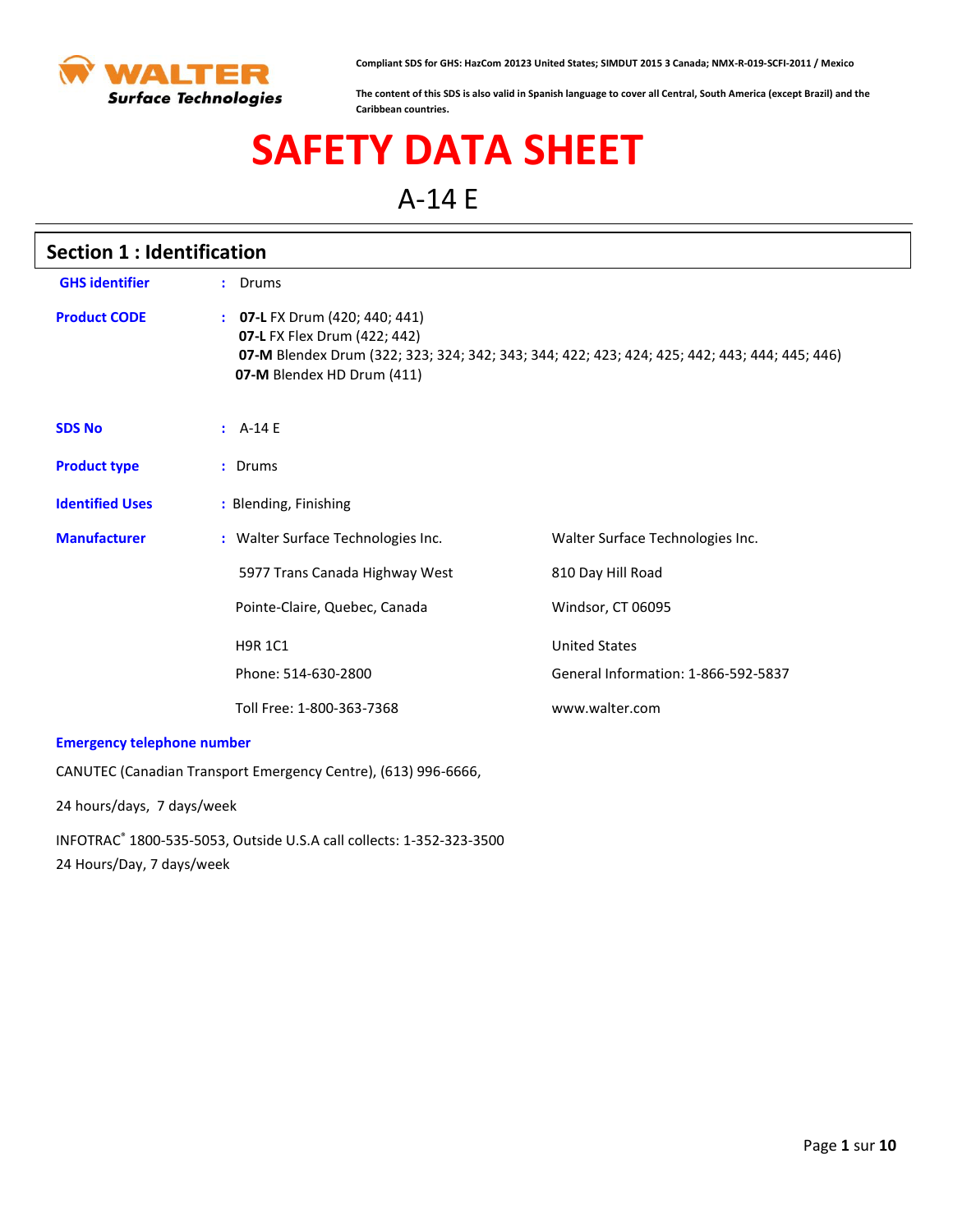Compliant SDS for GHS: HazCom 20123 United States; SIMDUT 2015 3 Canada; NMX-R-019-SCFI-2011 / Mexico

The content of this SDS is also valid in Spanish language to cover all Central, South America (except Brazil) and the Caribbean countries.

# SAFETY DATA SHEET

## A-14 E

## Section 1 : Identification

**GHS identifier** : Drums

**Product CODE** :
**07-L** FX Drum (420; 440; 441)
**07-L** FX Flex Drum (422; 442)
**07-M** Blendex Drum (322; 323; 324; 342; 343; 344; 422; 423; 424; 425; 442; 443; 444; 445; 446)
**07-M** Blendex HD Drum (411)

**SDS No** : A-14 E

**Product type** : Drums

**Identified Uses** : Blending, Finishing

**Manufacturer** :

Walter Surface Technologies Inc.
5977 Trans Canada Highway West
Pointe-Claire, Quebec, Canada
H9R 1C1
Phone: 514-630-2800
Toll Free: 1-800-363-7368

Walter Surface Technologies Inc.
810 Day Hill Road
Windsor, CT 06095
United States
General Information: 1-866-592-5837
www.walter.com

**Emergency telephone number**

CANUTEC (Canadian Transport Emergency Centre), (613) 996-6666,

24 hours/days, 7 days/week

INFOTRAC® 1800-535-5053, Outside U.S.A call collects: 1-352-323-3500
24 Hours/Day, 7 days/week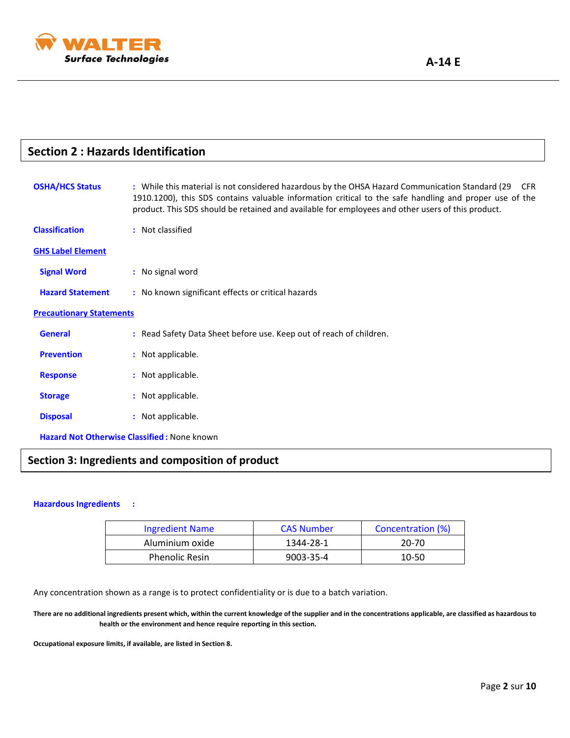## Section 2 : Hazards Identification

**OSHA/HCS Status** : While this material is not considered hazardous by the OHSA Hazard Communication Standard (29 CFR 1910.1200), this SDS contains valuable information critical to the safe handling and proper use of the product. This SDS should be retained and available for employees and other users of this product.

**Classification** : Not classified

**GHS Label Element**

**Signal Word** : No signal word

**Hazard Statement** : No known significant effects or critical hazards

**Precautionary Statements**

**General** : Read Safety Data Sheet before use. Keep out of reach of children.

**Prevention** : Not applicable.

**Response** : Not applicable.

**Storage** : Not applicable.

**Disposal** : Not applicable.

**Hazard Not Otherwise Classified :** None known

## Section 3: Ingredients and composition of product

**Hazardous Ingredients** :

| Ingredient Name | CAS Number | Concentration (%) |
|---|---|---|
| Aluminium oxide | 1344-28-1 | 20-70 |
| Phenolic Resin | 9003-35-4 | 10-50 |

Any concentration shown as a range is to protect confidentiality or is due to a batch variation.

**There are no additional ingredients present which, within the current knowledge of the supplier and in the concentrations applicable, are classified as hazardous to health or the environment and hence require reporting in this section.**

**Occupational exposure limits, if available, are listed in Section 8.**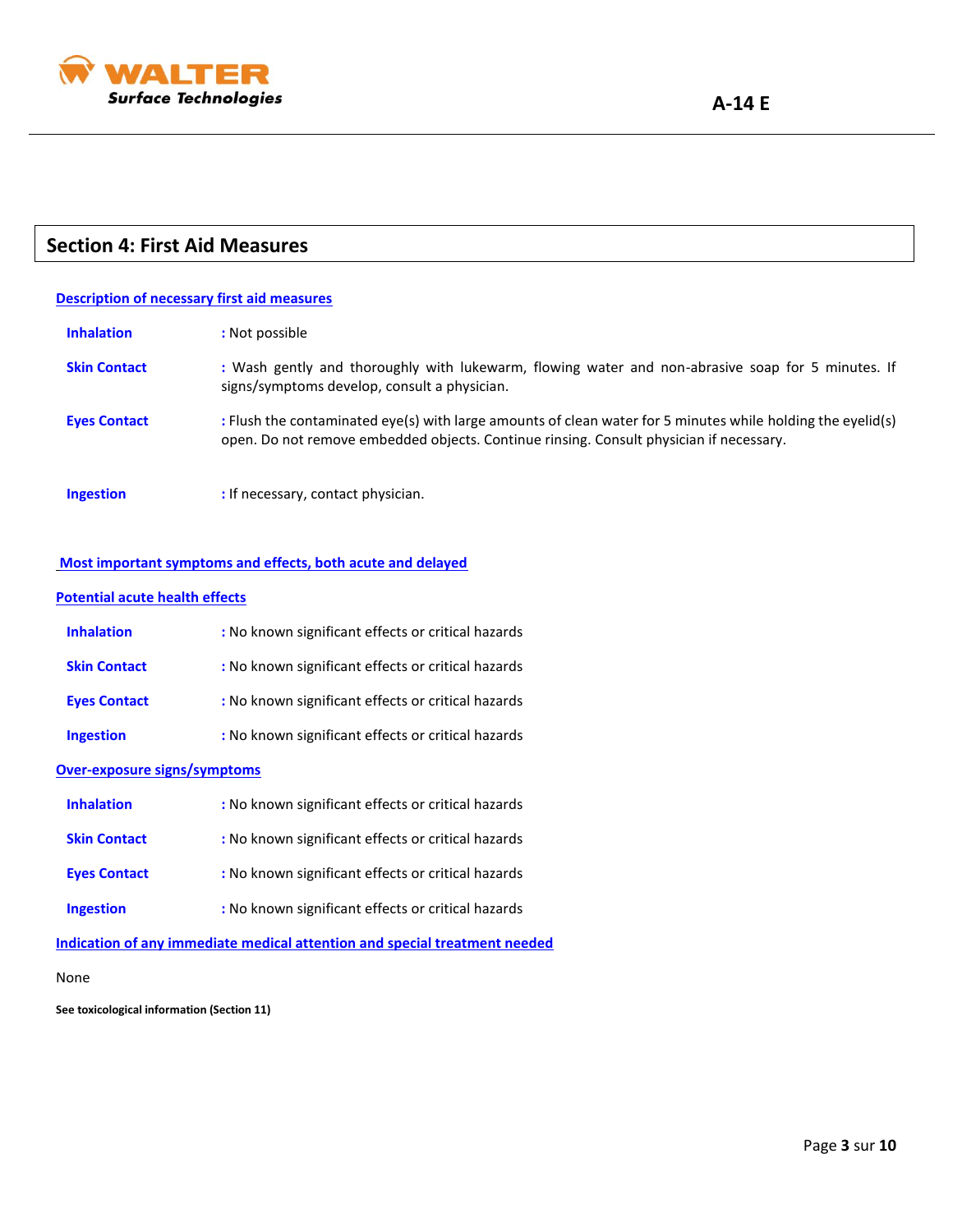## Section 4: First Aid Measures

### Description of necessary first aid measures

**Inhalation** : Not possible

**Skin Contact** : Wash gently and thoroughly with lukewarm, flowing water and non-abrasive soap for 5 minutes. If signs/symptoms develop, consult a physician.

**Eyes Contact** : Flush the contaminated eye(s) with large amounts of clean water for 5 minutes while holding the eyelid(s) open. Do not remove embedded objects. Continue rinsing. Consult physician if necessary.

**Ingestion** : If necessary, contact physician.

### Most important symptoms and effects, both acute and delayed

#### Potential acute health effects

**Inhalation** : No known significant effects or critical hazards

**Skin Contact** : No known significant effects or critical hazards

**Eyes Contact** : No known significant effects or critical hazards

**Ingestion** : No known significant effects or critical hazards

#### Over-exposure signs/symptoms

**Inhalation** : No known significant effects or critical hazards

**Skin Contact** : No known significant effects or critical hazards

**Eyes Contact** : No known significant effects or critical hazards

**Ingestion** : No known significant effects or critical hazards

### Indication of any immediate medical attention and special treatment needed

None

**See toxicological information (Section 11)**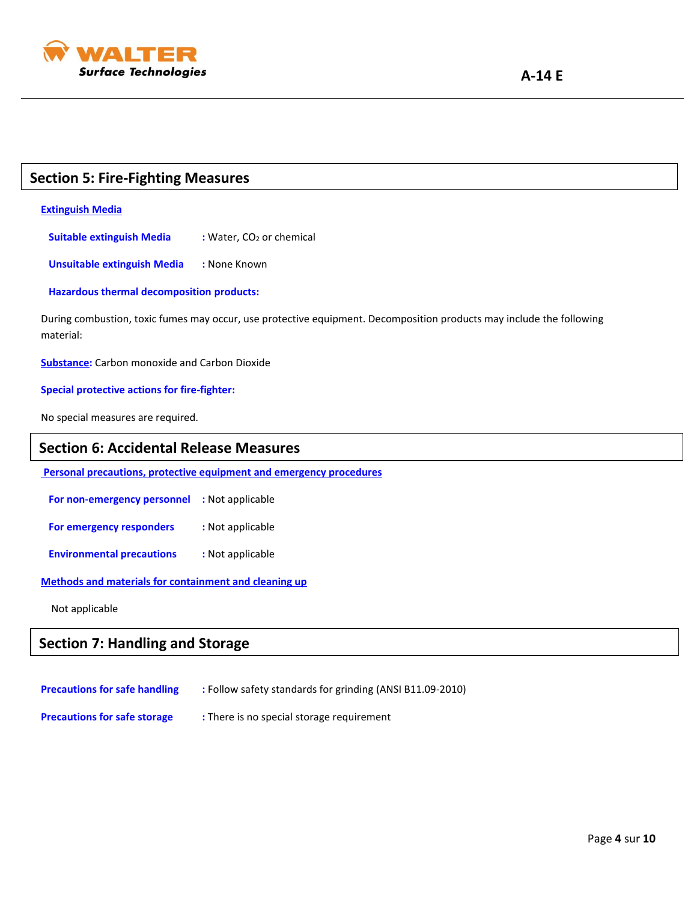## Section 5: Fire-Fighting Measures

**Extinguish Media**

**Suitable extinguish Media** : Water, $CO_2$ or chemical

**Unsuitable extinguish Media** : None Known

**Hazardous thermal decomposition products:**

During combustion, toxic fumes may occur, use protective equipment. Decomposition products may include the following material:

**Substance:** Carbon monoxide and Carbon Dioxide

**Special protective actions for fire-fighter:**

No special measures are required.

## Section 6: Accidental Release Measures

**Personal precautions, protective equipment and emergency procedures**

**For non-emergency personnel** : Not applicable

**For emergency responders** : Not applicable

**Environmental precautions** : Not applicable

**Methods and materials for containment and cleaning up**

Not applicable

## Section 7: Handling and Storage

**Precautions for safe handling** : Follow safety standards for grinding (ANSI B11.09-2010)

**Precautions for safe storage** : There is no special storage requirement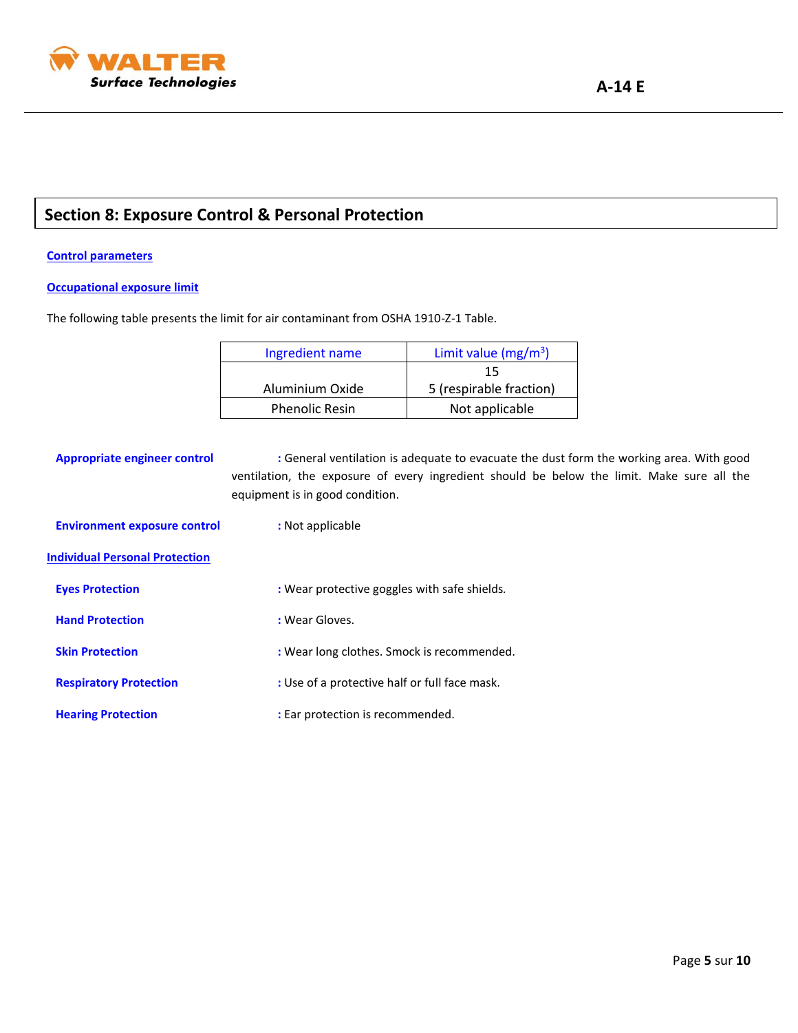## Section 8: Exposure Control & Personal Protection

### Control parameters

### Occupational exposure limit

The following table presents the limit for air contaminant from OSHA 1910-Z-1 Table.

| Ingredient name | Limit value (mg/m$^3$) |
|---|---|
| Aluminium Oxide | 15<br>5 (respirable fraction) |
| Phenolic Resin | Not applicable |

**Appropriate engineer control** : General ventilation is adequate to evacuate the dust form the working area. With good ventilation, the exposure of every ingredient should be below the limit. Make sure all the equipment is in good condition.

**Environment exposure control** : Not applicable

### Individual Personal Protection

**Eyes Protection** : Wear protective goggles with safe shields.

**Hand Protection** : Wear Gloves.

**Skin Protection** : Wear long clothes. Smock is recommended.

**Respiratory Protection** : Use of a protective half or full face mask.

**Hearing Protection** : Ear protection is recommended.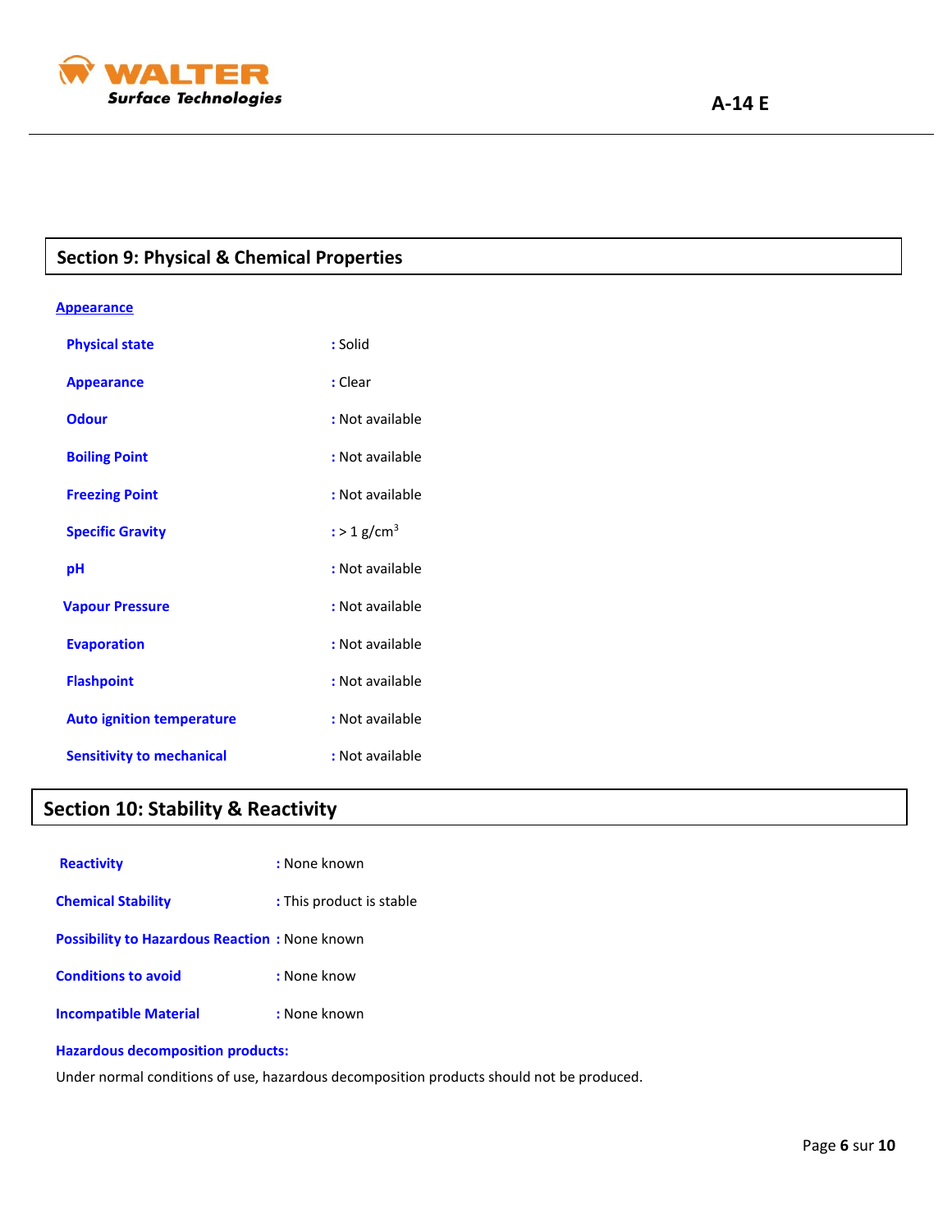## Section 9: Physical & Chemical Properties

**Appearance**

| | |
|---|---|
| **Physical state** | : Solid |
| **Appearance** | : Clear |
| **Odour** | : Not available |
| **Boiling Point** | : Not available |
| **Freezing Point** | : Not available |
| **Specific Gravity** | : > 1 g/cm$^3$ |
| **pH** | : Not available |
| **Vapour Pressure** | : Not available |
| **Evaporation** | : Not available |
| **Flashpoint** | : Not available |
| **Auto ignition temperature** | : Not available |
| **Sensitivity to mechanical** | : Not available |

## Section 10: Stability & Reactivity

| | |
|---|---|
| **Reactivity** | : None known |
| **Chemical Stability** | : This product is stable |
| **Possibility to Hazardous Reaction** | : None known |
| **Conditions to avoid** | : None know |
| **Incompatible Material** | : None known |

**Hazardous decomposition products:**

Under normal conditions of use, hazardous decomposition products should not be produced.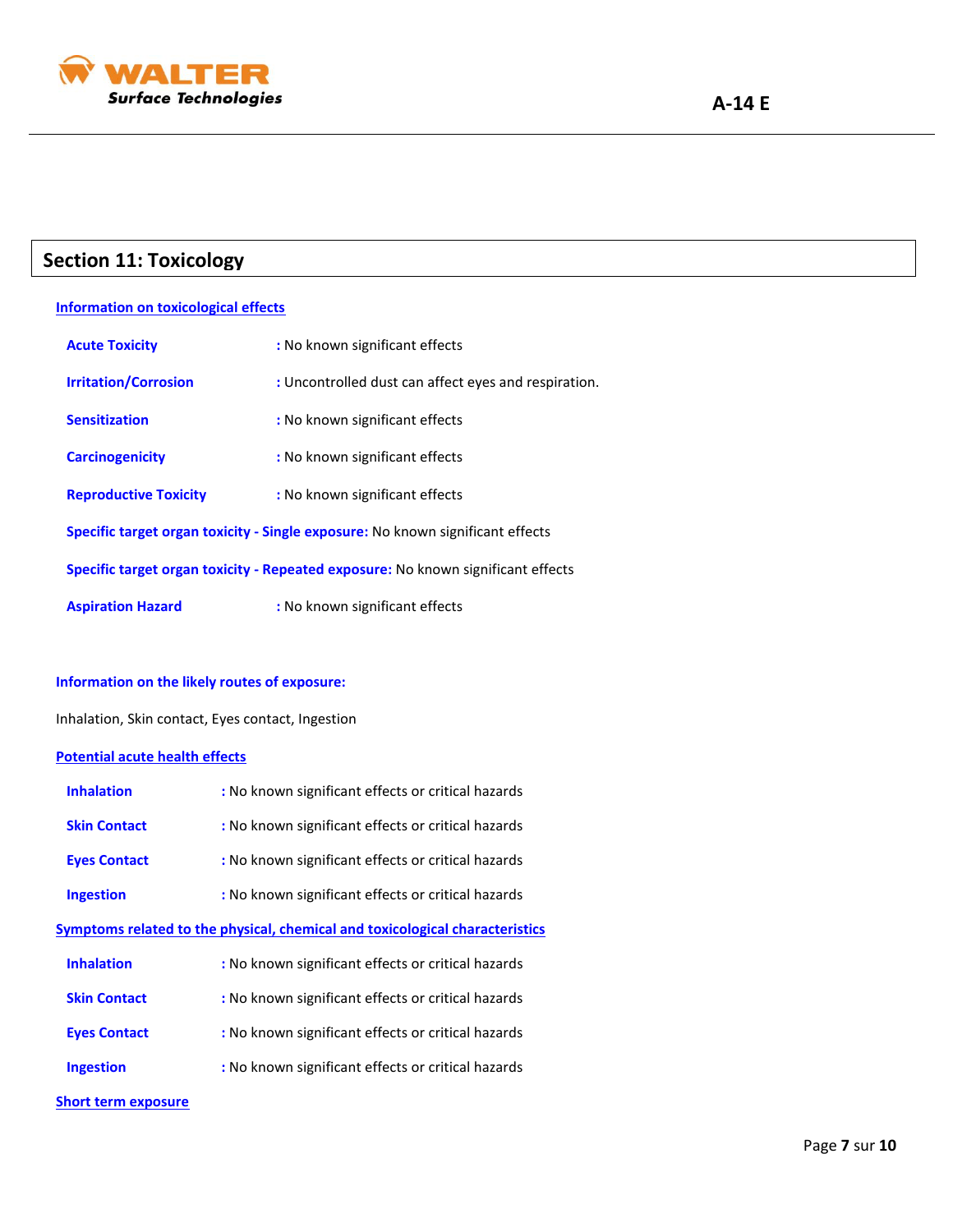## Section 11: Toxicology

**Information on toxicological effects**

**Acute Toxicity** : No known significant effects

**Irritation/Corrosion** : Uncontrolled dust can affect eyes and respiration.

**Sensitization** : No known significant effects

**Carcinogenicity** : No known significant effects

**Reproductive Toxicity** : No known significant effects

**Specific target organ toxicity - Single exposure:** No known significant effects

**Specific target organ toxicity - Repeated exposure:** No known significant effects

**Aspiration Hazard** : No known significant effects

**Information on the likely routes of exposure:**

Inhalation, Skin contact, Eyes contact, Ingestion

**Potential acute health effects**

**Inhalation** : No known significant effects or critical hazards

**Skin Contact** : No known significant effects or critical hazards

**Eyes Contact** : No known significant effects or critical hazards

**Ingestion** : No known significant effects or critical hazards

**Symptoms related to the physical, chemical and toxicological characteristics**

**Inhalation** : No known significant effects or critical hazards

**Skin Contact** : No known significant effects or critical hazards

**Eyes Contact** : No known significant effects or critical hazards

**Ingestion** : No known significant effects or critical hazards

**Short term exposure**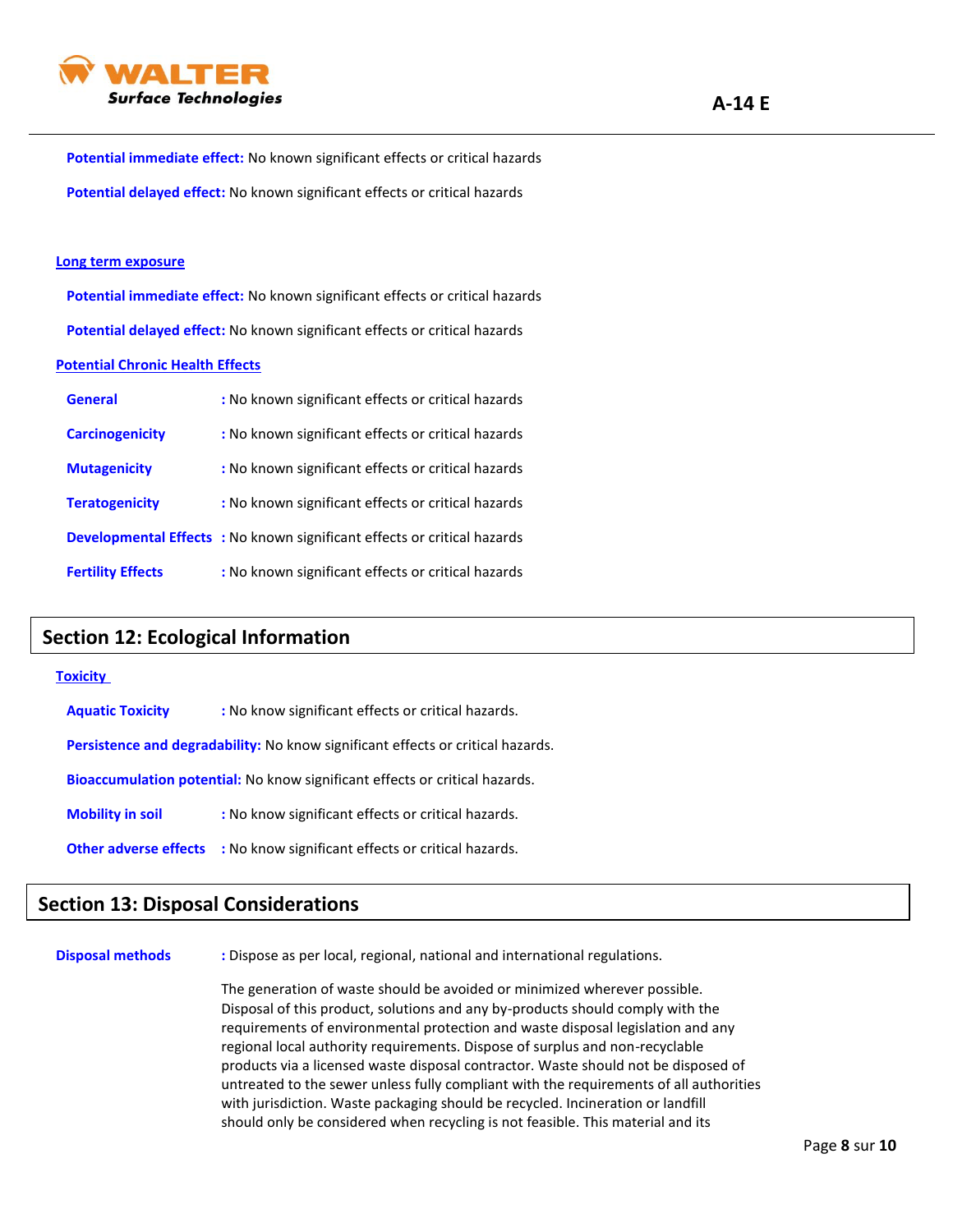**Potential immediate effect:** No known significant effects or critical hazards

**Potential delayed effect:** No known significant effects or critical hazards

**Long term exposure**

**Potential immediate effect:** No known significant effects or critical hazards

**Potential delayed effect:** No known significant effects or critical hazards

**Potential Chronic Health Effects**

**General** : No known significant effects or critical hazards

**Carcinogenicity** : No known significant effects or critical hazards

**Mutagenicity** : No known significant effects or critical hazards

**Teratogenicity** : No known significant effects or critical hazards

**Developmental Effects** : No known significant effects or critical hazards

**Fertility Effects** : No known significant effects or critical hazards

## Section 12: Ecological Information

**Toxicity**

**Aquatic Toxicity** : No know significant effects or critical hazards.

**Persistence and degradability:** No know significant effects or critical hazards.

**Bioaccumulation potential:** No know significant effects or critical hazards.

**Mobility in soil** : No know significant effects or critical hazards.

**Other adverse effects** : No know significant effects or critical hazards.

## Section 13: Disposal Considerations

**Disposal methods** : Dispose as per local, regional, national and international regulations.

The generation of waste should be avoided or minimized wherever possible. Disposal of this product, solutions and any by-products should comply with the requirements of environmental protection and waste disposal legislation and any regional local authority requirements. Dispose of surplus and non-recyclable products via a licensed waste disposal contractor. Waste should not be disposed of untreated to the sewer unless fully compliant with the requirements of all authorities with jurisdiction. Waste packaging should be recycled. Incineration or landfill should only be considered when recycling is not feasible. This material and its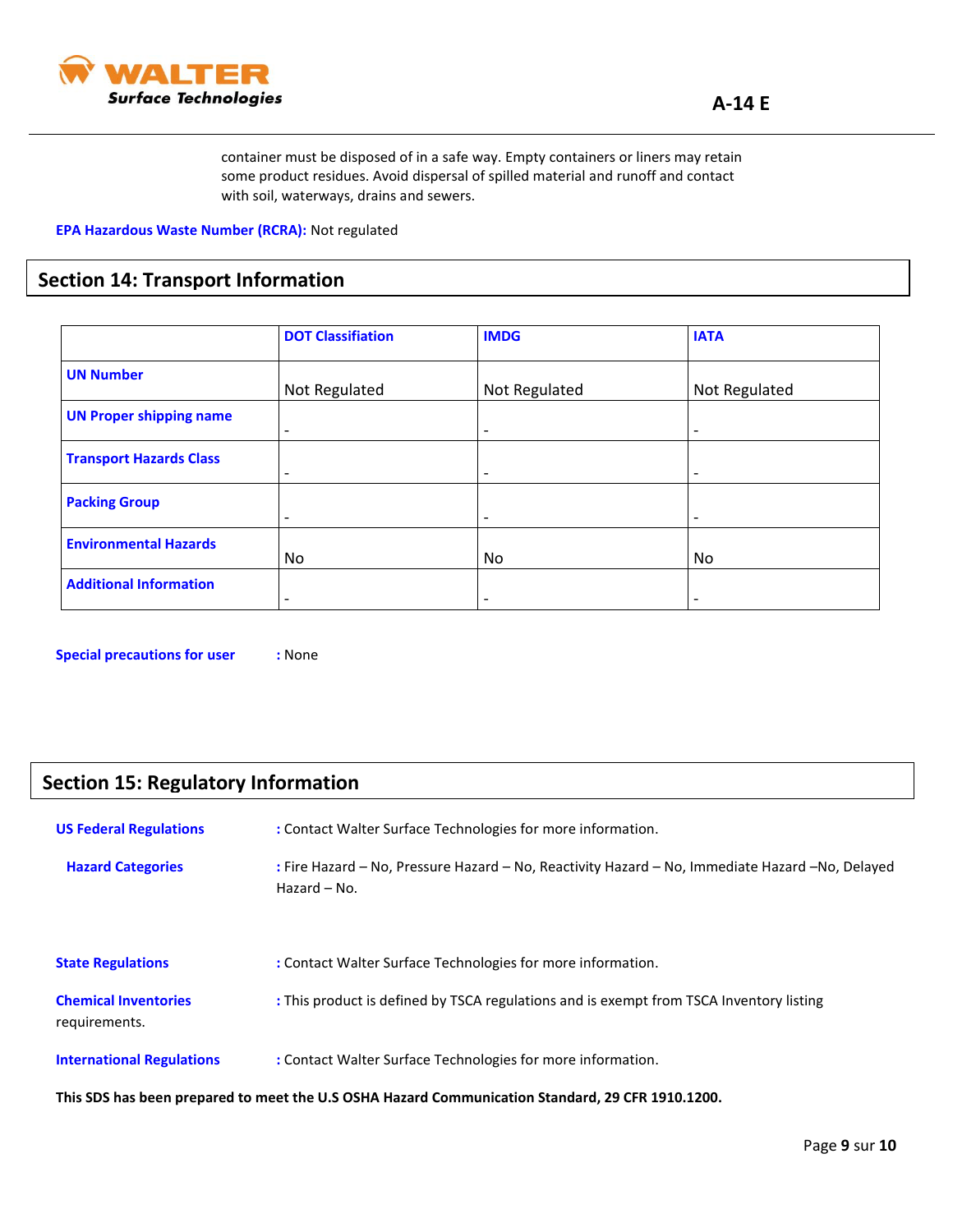container must be disposed of in a safe way. Empty containers or liners may retain some product residues. Avoid dispersal of spilled material and runoff and contact with soil, waterways, drains and sewers.

**EPA Hazardous Waste Number (RCRA):** Not regulated

## Section 14: Transport Information

| | DOT Classifiation | IMDG | IATA |
|---|---|---|---|
| **UN Number** | Not Regulated | Not Regulated | Not Regulated |
| **UN Proper shipping name** | - | - | - |
| **Transport Hazards Class** | - | - | - |
| **Packing Group** | - | - | - |
| **Environmental Hazards** | No | No | No |
| **Additional Information** | - | - | - |

**Special precautions for user** : None

## Section 15: Regulatory Information

**US Federal Regulations** : Contact Walter Surface Technologies for more information.

**Hazard Categories** : Fire Hazard – No, Pressure Hazard – No, Reactivity Hazard – No, Immediate Hazard –No, Delayed Hazard – No.

**State Regulations** : Contact Walter Surface Technologies for more information.

**Chemical Inventories** : This product is defined by TSCA regulations and is exempt from TSCA Inventory listing requirements.

**International Regulations** : Contact Walter Surface Technologies for more information.

**This SDS has been prepared to meet the U.S OSHA Hazard Communication Standard, 29 CFR 1910.1200.**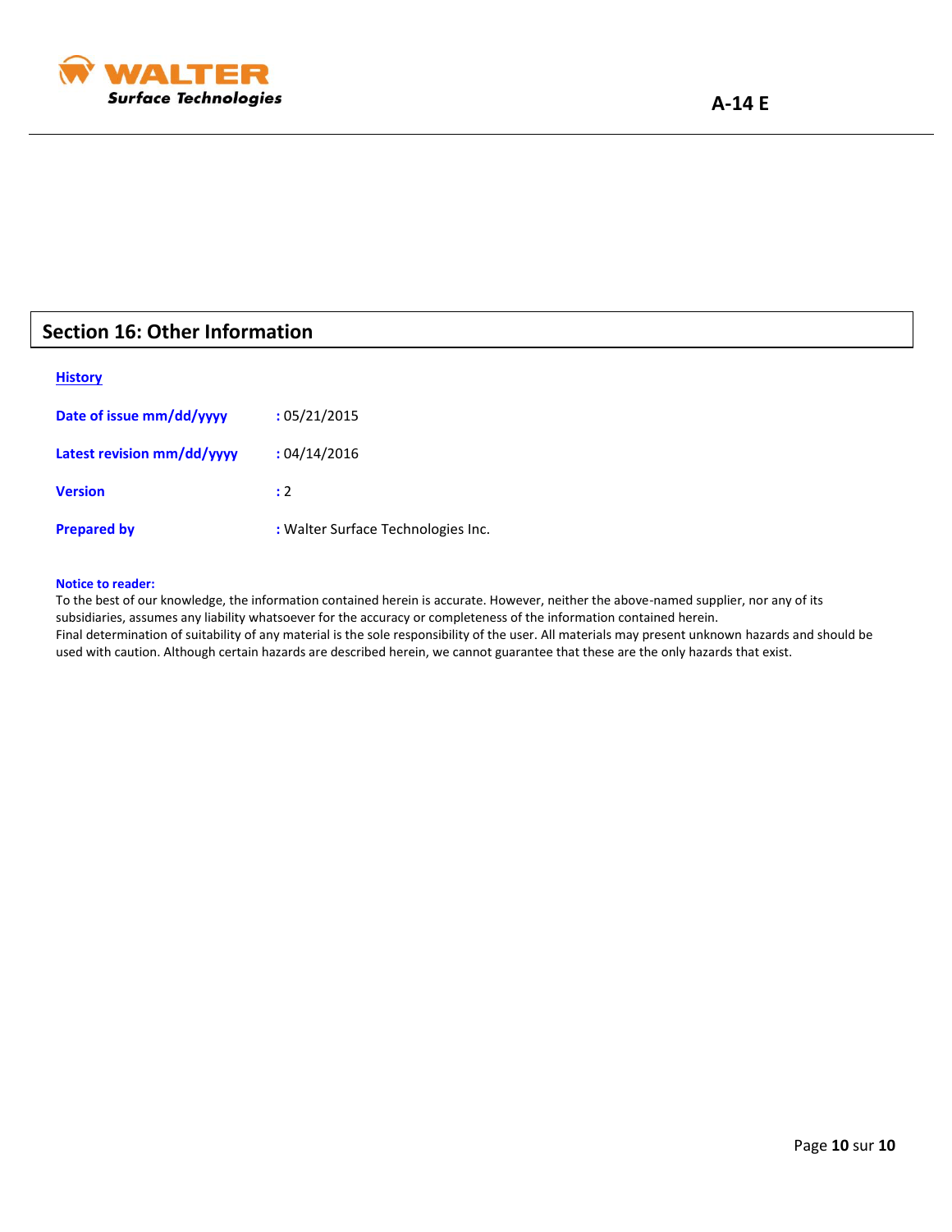## Section 16: Other Information

**History**

| | |
|---|---|
| **Date of issue mm/dd/yyyy** | : 05/21/2015 |
| **Latest revision mm/dd/yyyy** | : 04/14/2016 |
| **Version** | : 2 |
| **Prepared by** | : Walter Surface Technologies Inc. |

**Notice to reader:**
To the best of our knowledge, the information contained herein is accurate. However, neither the above-named supplier, nor any of its subsidiaries, assumes any liability whatsoever for the accuracy or completeness of the information contained herein.
Final determination of suitability of any material is the sole responsibility of the user. All materials may present unknown hazards and should be used with caution. Although certain hazards are described herein, we cannot guarantee that these are the only hazards that exist.